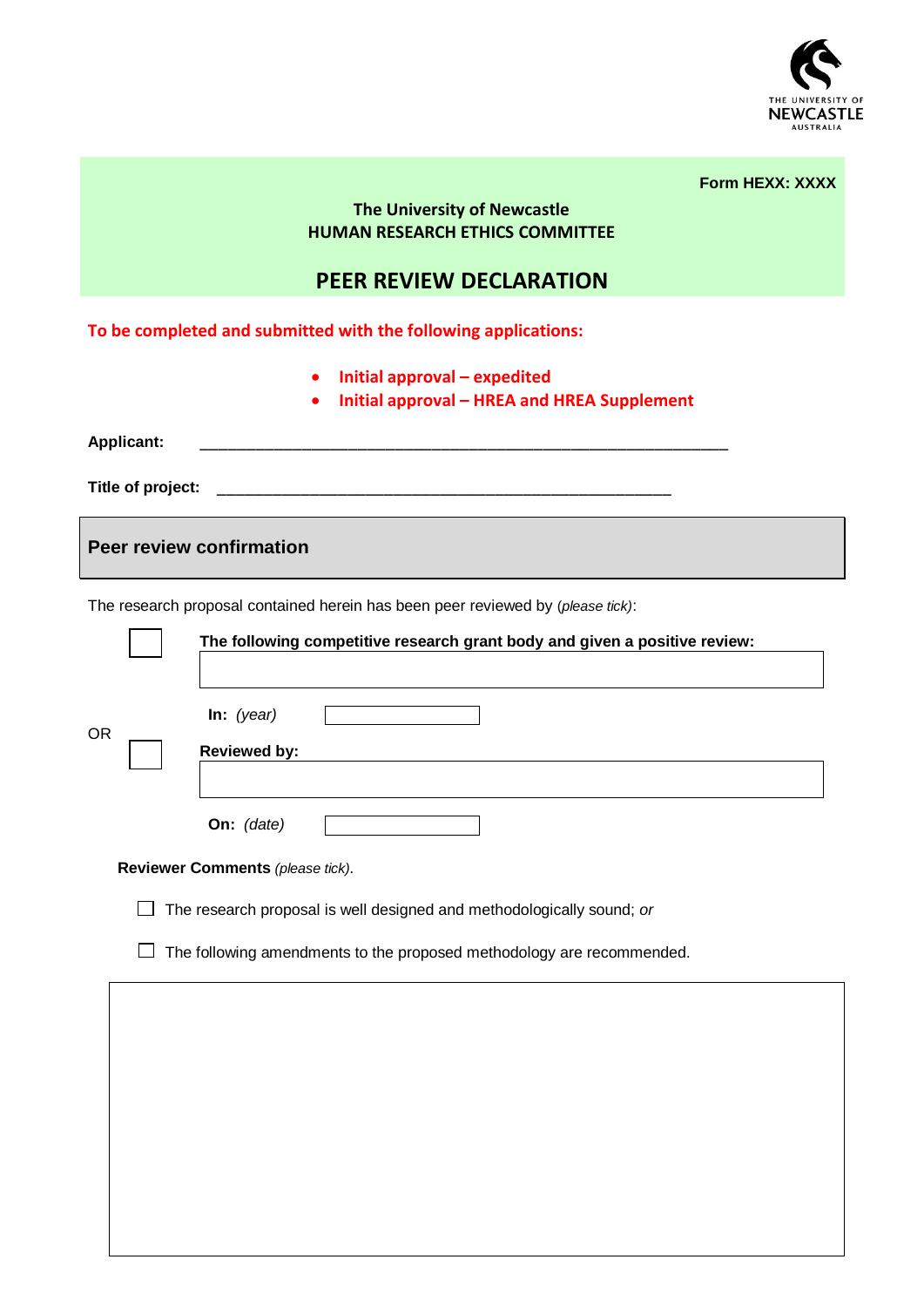Form HEXX: XXXX

The University of Newcastle
HUMAN RESEARCH ETHICS COMMITTEE

# PEER REVIEW DECLARATION

**To be completed and submitted with the following applications:**

- **Initial approval – expedited**
- **Initial approval – HREA and HREA Supplement**

**Applicant:** ____________________________________________________________

**Title of project:** ____________________________________________________

## Peer review confirmation

The research proposal contained herein has been peer reviewed by (*please tick*):

☐ **The following competitive research grant body and given a positive review:**

____________________________________________________________

**In:** *(year)* ____________

OR

☐ **Reviewed by:**

____________________________________________________________

**On:** *(date)* ____________

**Reviewer Comments** *(please tick)*.

☐ The research proposal is well designed and methodologically sound; *or*

☐ The following amendments to the proposed methodology are recommended.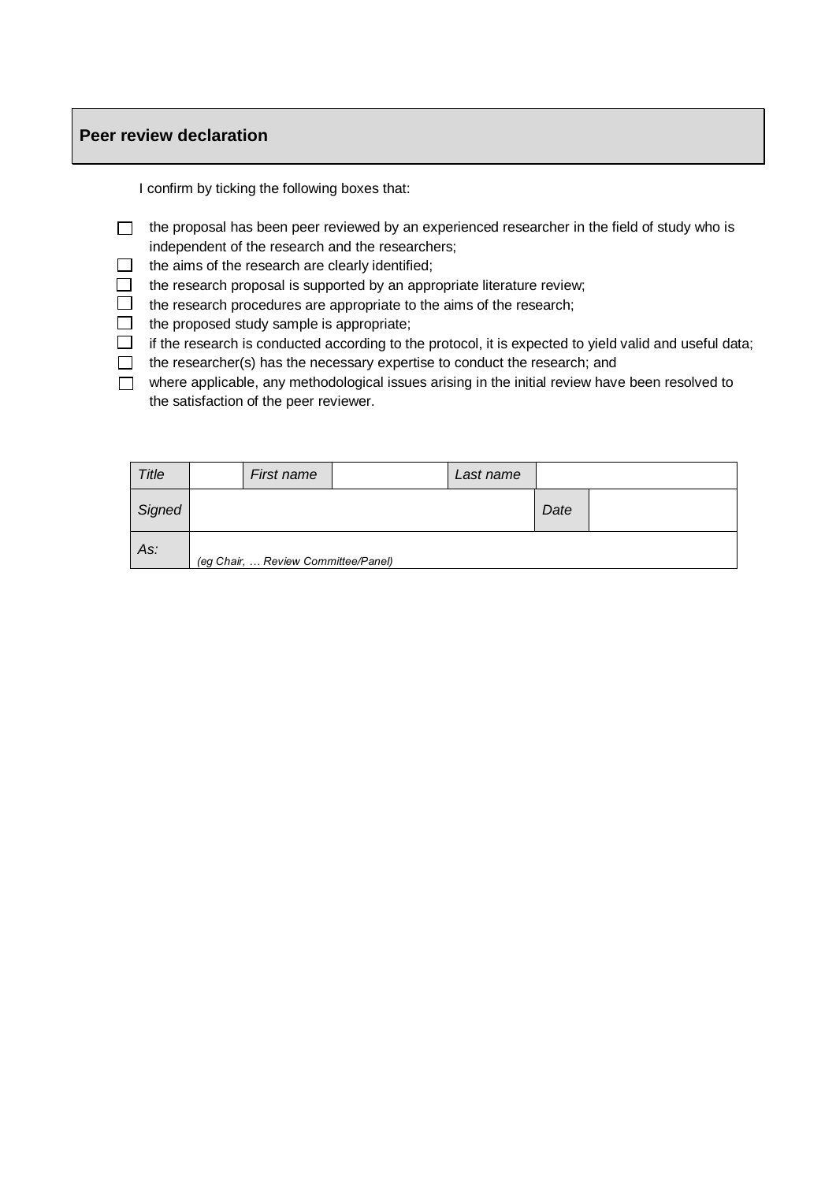## Peer review declaration

I confirm by ticking the following boxes that:

- ☐ the proposal has been peer reviewed by an experienced researcher in the field of study who is independent of the research and the researchers;
- ☐ the aims of the research are clearly identified;
- ☐ the research proposal is supported by an appropriate literature review;
- ☐ the research procedures are appropriate to the aims of the research;
- ☐ the proposed study sample is appropriate;
- ☐ if the research is conducted according to the protocol, it is expected to yield valid and useful data;
- ☐ the researcher(s) has the necessary expertise to conduct the research; and
- ☐ where applicable, any methodological issues arising in the initial review have been resolved to the satisfaction of the peer reviewer.

| | | | | | |
|---|---|---|---|---|---|
| *Title* | | *First name* | | *Last name* | |
| *Signed* | | | | *Date* | |
| *As:* | *(eg Chair, … Review Committee/Panel)* | | | | |